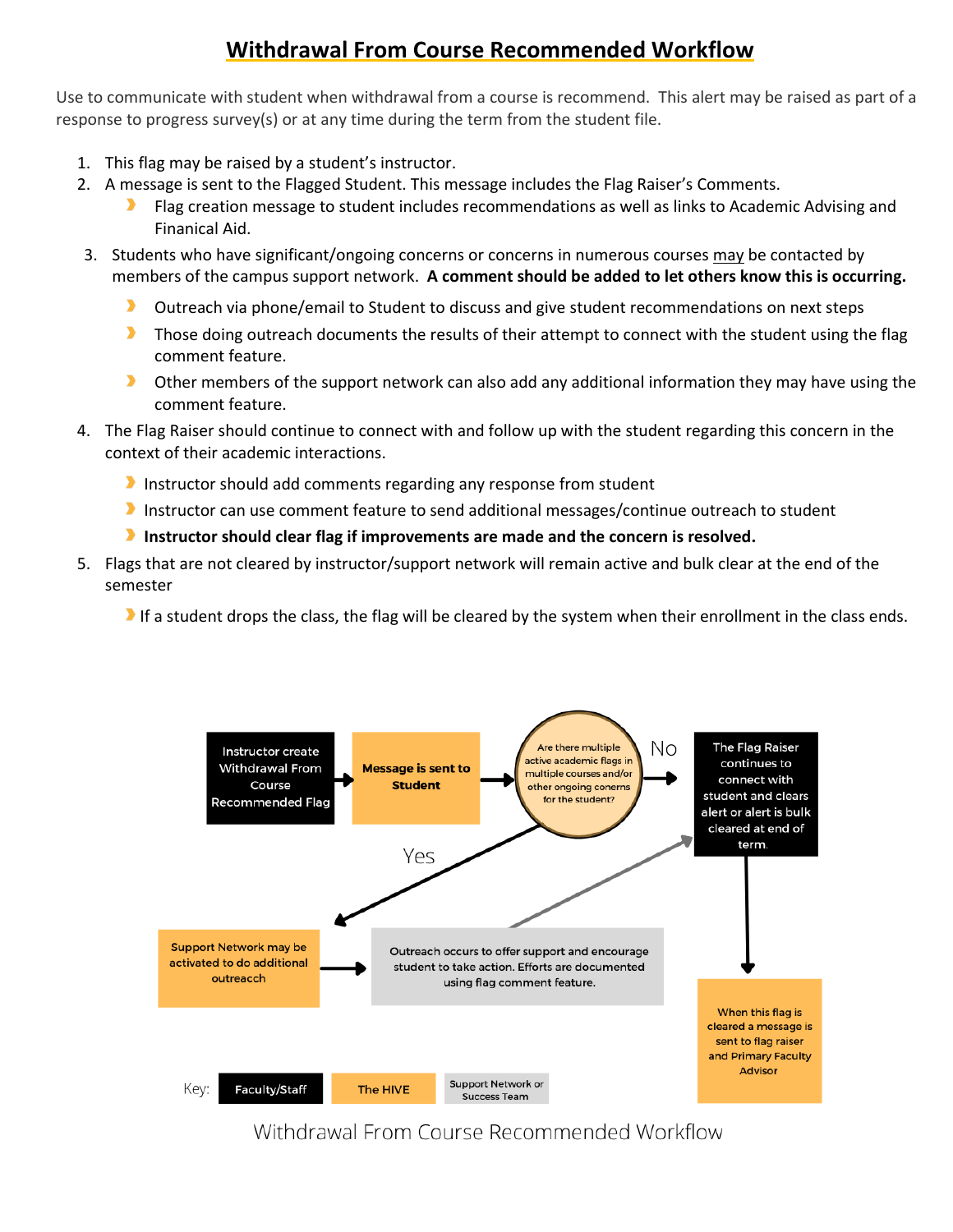# Withdrawal From Course Recommended Workflow

Use to communicate with student when withdrawal from a course is recommend. This alert may be raised as part of a response to progress survey(s) or at any time during the term from the student file.

1. This flag may be raised by a student's instructor.
2. A message is sent to the Flagged Student. This message includes the Flag Raiser's Comments.
   - Flag creation message to student includes recommendations as well as links to Academic Advising and Finanical Aid.
3. Students who have significant/ongoing concerns or concerns in numerous courses may be contacted by members of the campus support network. **A comment should be added to let others know this is occurring.**
   - Outreach via phone/email to Student to discuss and give student recommendations on next steps
   - Those doing outreach documents the results of their attempt to connect with the student using the flag comment feature.
   - Other members of the support network can also add any additional information they may have using the comment feature.
4. The Flag Raiser should continue to connect with and follow up with the student regarding this concern in the context of their academic interactions.
   - Instructor should add comments regarding any response from student
   - Instructor can use comment feature to send additional messages/continue outreach to student
   - **Instructor should clear flag if improvements are made and the concern is resolved.**
5. Flags that are not cleared by instructor/support network will remain active and bulk clear at the end of the semester
   - If a student drops the class, the flag will be cleared by the system when their enrollment in the class ends.

Instructor create Withdrawal From Course Recommended Flag → Message is sent to Student → Are there multiple active academic flags in multiple courses and/or other ongoing concerns for the student?

- No → The Flag Raiser continues to connect with student and clears alert or alert is bulk cleared at end of term. → When this flag is cleared a message is sent to flag raiser and Primary Faculty Advisor
- Yes → Support Network may be activated to do additional outreach → Outreach occurs to offer support and encourage student to take action. Efforts are documented using flag comment feature. → The Flag Raiser continues to connect with student and clears alert or alert is bulk cleared at end of term.

Key: Faculty/Staff | The HIVE | Support Network or Success Team

Withdrawal From Course Recommended Workflow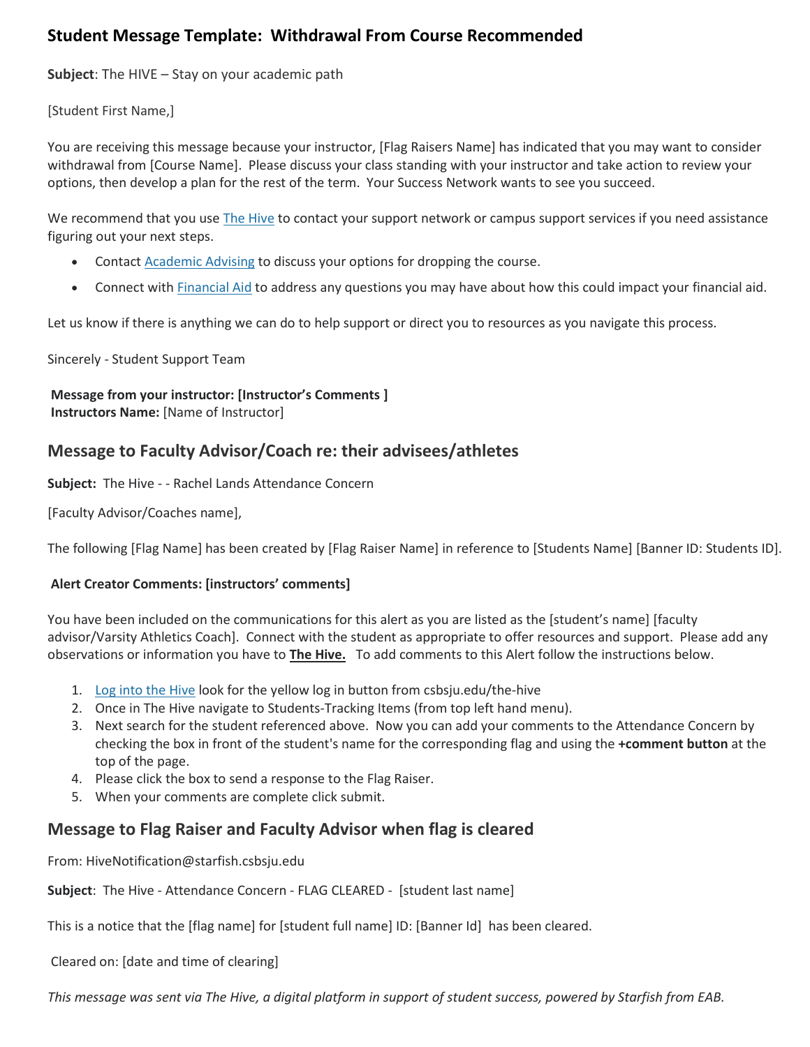## Student Message Template: Withdrawal From Course Recommended

**Subject**: The HIVE – Stay on your academic path

[Student First Name,]

You are receiving this message because your instructor, [Flag Raisers Name] has indicated that you may want to consider withdrawal from [Course Name]. Please discuss your class standing with your instructor and take action to review your options, then develop a plan for the rest of the term. Your Success Network wants to see you succeed.

We recommend that you use The Hive to contact your support network or campus support services if you need assistance figuring out your next steps.

- Contact Academic Advising to discuss your options for dropping the course.
- Connect with Financial Aid to address any questions you may have about how this could impact your financial aid.

Let us know if there is anything we can do to help support or direct you to resources as you navigate this process.

Sincerely - Student Support Team

**Message from your instructor: [Instructor's Comments ]**
**Instructors Name:** [Name of Instructor]

## Message to Faculty Advisor/Coach re: their advisees/athletes

**Subject:** The Hive - - Rachel Lands Attendance Concern

[Faculty Advisor/Coaches name],

The following [Flag Name] has been created by [Flag Raiser Name] in reference to [Students Name] [Banner ID: Students ID].

**Alert Creator Comments: [instructors' comments]**

You have been included on the communications for this alert as you are listed as the [student's name] [faculty advisor/Varsity Athletics Coach]. Connect with the student as appropriate to offer resources and support. Please add any observations or information you have to **The Hive.** To add comments to this Alert follow the instructions below.

1. Log into the Hive look for the yellow log in button from csbsju.edu/the-hive
2. Once in The Hive navigate to Students-Tracking Items (from top left hand menu).
3. Next search for the student referenced above. Now you can add your comments to the Attendance Concern by checking the box in front of the student's name for the corresponding flag and using the **+comment button** at the top of the page.
4. Please click the box to send a response to the Flag Raiser.
5. When your comments are complete click submit.

## Message to Flag Raiser and Faculty Advisor when flag is cleared

From: HiveNotification@starfish.csbsju.edu

**Subject**: The Hive - Attendance Concern - FLAG CLEARED - [student last name]

This is a notice that the [flag name] for [student full name] ID: [Banner Id] has been cleared.

Cleared on: [date and time of clearing]

*This message was sent via The Hive, a digital platform in support of student success, powered by Starfish from EAB.*